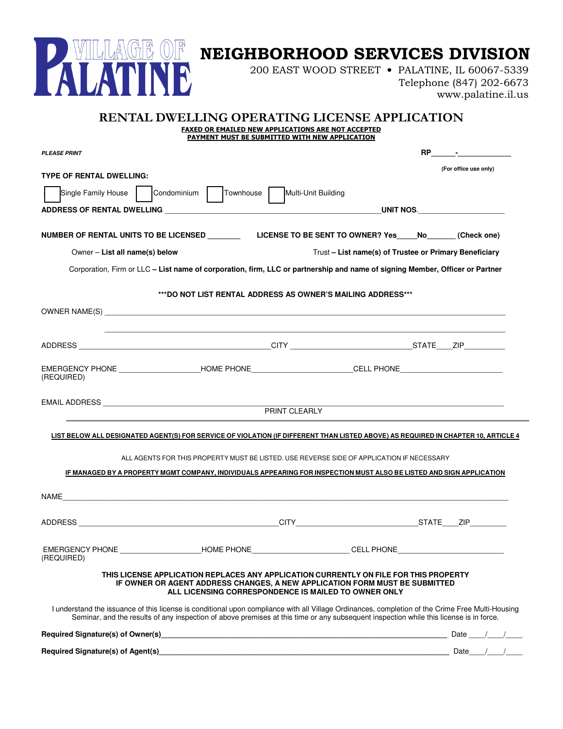# VILLAGE OF PALATINE

## NEIGHBORHOOD SERVICES DIVISION

200 EAST WOOD STREET • PALATINE, IL 60067-5339
Telephone (847) 202-6673
www.palatine.il.us

## RENTAL DWELLING OPERATING LICENSE APPLICATION

**FAXED OR EMAILED NEW APPLICATIONS ARE NOT ACCEPTED**
**PAYMENT MUST BE SUBMITTED WITH NEW APPLICATION**

***PLEASE PRINT*** **RP\_\_\_\_\_\_-\_\_\_\_\_\_\_\_\_\_\_\_\_**

**(For office use only)**

**TYPE OF RENTAL DWELLING:**

☐ Single Family House ☐ Condominium ☐ Townhouse ☐ Multi-Unit Building

**ADDRESS OF RENTAL DWELLING** \_\_\_\_\_\_\_\_\_\_\_\_\_\_\_\_\_\_\_\_\_\_\_\_\_\_\_\_\_\_\_\_\_\_\_\_\_\_\_\_\_\_\_\_\_\_\_\_\_\_ **UNIT NOS.** \_\_\_\_\_\_\_\_\_\_\_\_\_\_\_\_\_\_\_\_

**NUMBER OF RENTAL UNITS TO BE LICENSED** \_\_\_\_\_\_\_\_ **LICENSE TO BE SENT TO OWNER? Yes\_\_\_\_\_No\_\_\_\_\_\_\_ (Check one)**

Owner – **List all name(s) below**

Trust – **List name(s) of Trustee or Primary Beneficiary**

Corporation, Firm or LLC – **List name of corporation, firm, LLC or partnership and name of signing Member, Officer or Partner**

**\*\*\*DO NOT LIST RENTAL ADDRESS AS OWNER'S MAILING ADDRESS\*\*\***

OWNER NAME(S) \_\_\_\_\_\_\_\_\_\_\_\_\_\_\_\_\_\_\_\_\_\_\_\_\_\_\_\_\_\_\_\_\_\_\_\_\_\_\_\_\_\_\_\_\_\_\_\_\_\_\_\_\_\_\_\_\_\_\_\_\_\_\_\_\_\_\_\_\_\_\_\_\_\_\_\_\_\_\_\_\_\_\_\_\_\_\_\_\_\_

\_\_\_\_\_\_\_\_\_\_\_\_\_\_\_\_\_\_\_\_\_\_\_\_\_\_\_\_\_\_\_\_\_\_\_\_\_\_\_\_\_\_\_\_\_\_\_\_\_\_\_\_\_\_\_\_\_\_\_\_\_\_\_\_\_\_\_\_\_\_\_\_\_\_\_\_\_\_\_\_\_\_\_\_\_\_\_\_\_\_

ADDRESS \_\_\_\_\_\_\_\_\_\_\_\_\_\_\_\_\_\_\_\_\_\_\_\_\_\_\_\_\_\_\_\_\_\_\_\_\_\_\_\_\_\_\_\_\_ CITY \_\_\_\_\_\_\_\_\_\_\_\_\_\_\_\_\_\_\_\_\_\_\_\_\_\_\_\_\_\_ STATE\_\_\_ZIP\_\_\_\_\_\_\_\_\_

EMERGENCY PHONE \_\_\_\_\_\_\_\_\_\_\_\_\_\_\_\_\_\_\_ HOME PHONE\_\_\_\_\_\_\_\_\_\_\_\_\_\_\_\_\_\_\_\_\_\_\_ CELL PHONE\_\_\_\_\_\_\_\_\_\_\_\_\_\_\_\_\_\_\_\_\_\_\_\_
(REQUIRED)

EMAIL ADDRESS \_\_\_\_\_\_\_\_\_\_\_\_\_\_\_\_\_\_\_\_\_\_\_\_\_\_\_\_\_\_\_\_\_\_\_\_\_\_\_\_\_\_\_\_\_\_\_\_\_\_\_\_\_\_\_\_\_\_\_\_\_\_\_\_\_\_\_\_\_\_\_\_\_\_\_\_\_\_\_\_\_\_\_\_\_\_\_\_
PRINT CLEARLY

---

**LIST BELOW ALL DESIGNATED AGENT(S) FOR SERVICE OF VIOLATION (IF DIFFERENT THAN LISTED ABOVE) AS REQUIRED IN CHAPTER 10, ARTICLE 4**

ALL AGENTS FOR THIS PROPERTY MUST BE LISTED. USE REVERSE SIDE OF APPLICATION IF NECESSARY

**IF MANAGED BY A PROPERTY MGMT COMPANY, INDIVIDUALS APPEARING FOR INSPECTION MUST ALSO BE LISTED AND SIGN APPLICATION**

NAME\_\_\_\_\_\_\_\_\_\_\_\_\_\_\_\_\_\_\_\_\_\_\_\_\_\_\_\_\_\_\_\_\_\_\_\_\_\_\_\_\_\_\_\_\_\_\_\_\_\_\_\_\_\_\_\_\_\_\_\_\_\_\_\_\_\_\_\_\_\_\_\_\_\_\_\_\_\_\_\_\_\_\_\_\_\_\_\_\_\_\_\_\_\_\_\_

ADDRESS \_\_\_\_\_\_\_\_\_\_\_\_\_\_\_\_\_\_\_\_\_\_\_\_\_\_\_\_\_\_\_\_\_\_\_\_\_\_\_\_\_\_\_\_\_\_\_\_ CITY\_\_\_\_\_\_\_\_\_\_\_\_\_\_\_\_\_\_\_\_\_\_\_\_\_\_\_\_\_\_ STATE\_\_\_ZIP\_\_\_\_\_\_\_\_

EMERGENCY PHONE \_\_\_\_\_\_\_\_\_\_\_\_\_\_\_\_\_\_\_ HOME PHONE\_\_\_\_\_\_\_\_\_\_\_\_\_\_\_\_\_\_\_\_\_\_ CELL PHONE\_\_\_\_\_\_\_\_\_\_\_\_\_\_\_\_\_\_\_\_\_\_\_\_\_\_
(REQUIRED)

**THIS LICENSE APPLICATION REPLACES ANY APPLICATION CURRENTLY ON FILE FOR THIS PROPERTY**
**IF OWNER OR AGENT ADDRESS CHANGES, A NEW APPLICATION FORM MUST BE SUBMITTED**
**ALL LICENSING CORRESPONDENCE IS MAILED TO OWNER ONLY**

I understand the issuance of this license is conditional upon compliance with all Village Ordinances, completion of the Crime Free Multi-Housing Seminar, and the results of any inspection of above premises at this time or any subsequent inspection while this license is in force.

**Required Signature(s) of Owner(s)**\_\_\_\_\_\_\_\_\_\_\_\_\_\_\_\_\_\_\_\_\_\_\_\_\_\_\_\_\_\_\_\_\_\_\_\_\_\_\_\_\_\_\_\_\_\_\_\_\_\_\_\_\_\_\_\_\_\_\_\_\_\_\_\_\_\_\_\_ Date \_\_\_\_/\_\_\_\_/\_\_\_\_

**Required Signature(s) of Agent(s)**\_\_\_\_\_\_\_\_\_\_\_\_\_\_\_\_\_\_\_\_\_\_\_\_\_\_\_\_\_\_\_\_\_\_\_\_\_\_\_\_\_\_\_\_\_\_\_\_\_\_\_\_\_\_\_\_\_\_\_\_\_\_\_\_\_\_\_\_ Date\_\_\_\_/\_\_\_\_/\_\_\_\_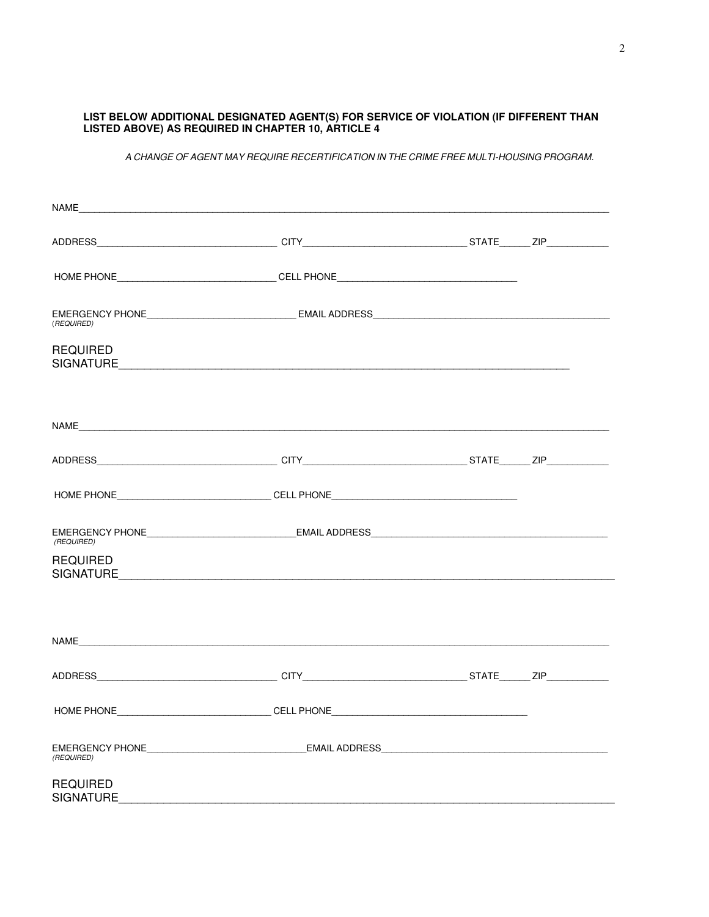**LIST BELOW ADDITIONAL DESIGNATED AGENT(S) FOR SERVICE OF VIOLATION (IF DIFFERENT THAN LISTED ABOVE) AS REQUIRED IN CHAPTER 10, ARTICLE 4**

*A CHANGE OF AGENT MAY REQUIRE RECERTIFICATION IN THE CRIME FREE MULTI-HOUSING PROGRAM.*

NAME_______________________________________________

ADDRESS_____________________ CITY_____________________ STATE______ ZIP____________

HOME PHONE_____________________ CELL PHONE_____________________

EMERGENCY PHONE_____________________ EMAIL ADDRESS_____________________
*(REQUIRED)*

REQUIRED SIGNATURE_______________________________________________

NAME_______________________________________________

ADDRESS_____________________ CITY_____________________ STATE______ ZIP____________

HOME PHONE_____________________ CELL PHONE_____________________

EMERGENCY PHONE_____________________ EMAIL ADDRESS_____________________
*(REQUIRED)*

REQUIRED SIGNATURE_______________________________________________

NAME_______________________________________________

ADDRESS_____________________ CITY_____________________ STATE______ ZIP____________

HOME PHONE_____________________ CELL PHONE_____________________

EMERGENCY PHONE_____________________ EMAIL ADDRESS_____________________
*(REQUIRED)*

REQUIRED SIGNATURE_______________________________________________